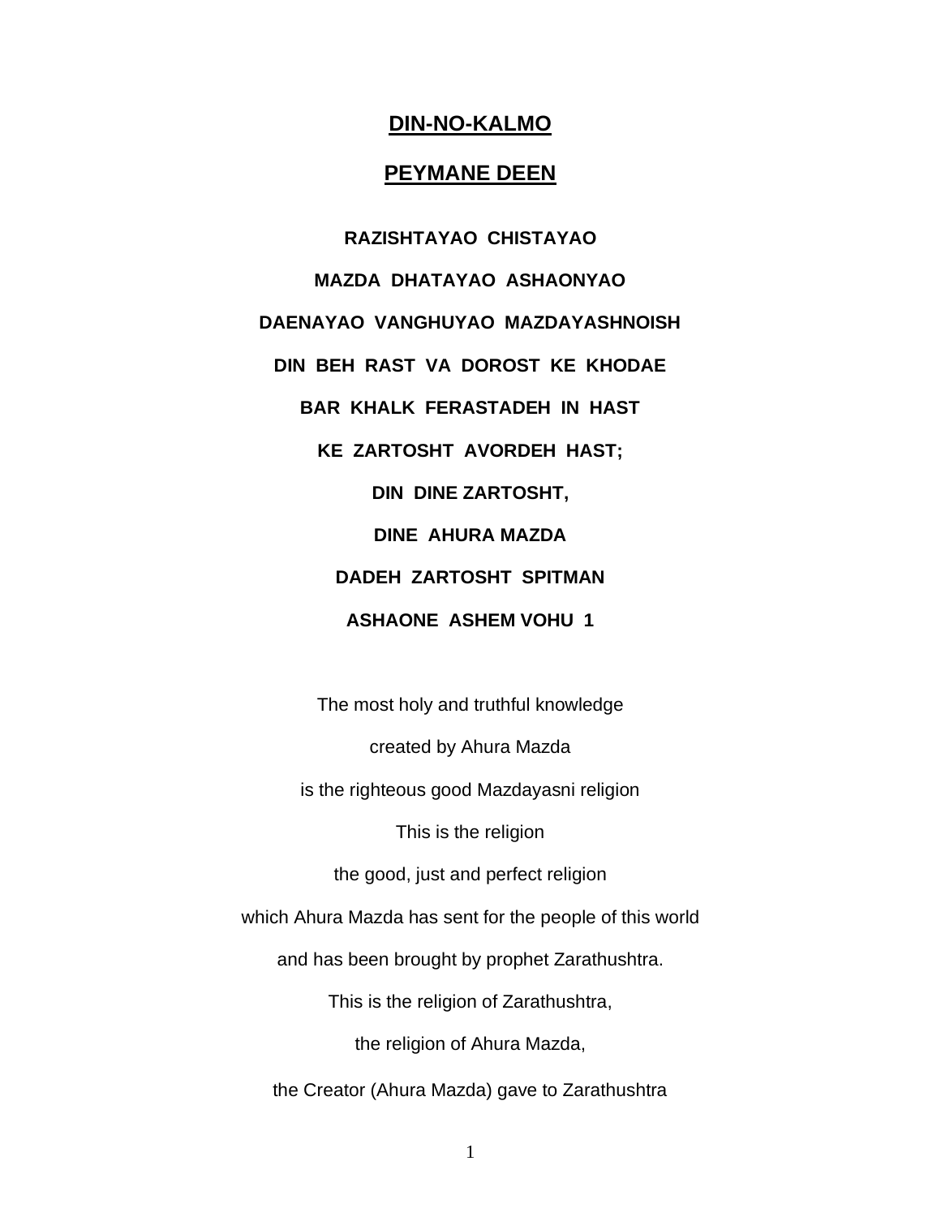# DIN-NO-KALMO

## PEYMANE DEEN

**RAZISHTAYAO CHISTAYAO**

**MAZDA DHATAYAO ASHAONYAO**

**DAENAYAO VANGHUYAO MAZDAYASHNOISH**

**DIN BEH RAST VA DOROST KE KHODAE**

**BAR KHALK FERASTADEH IN HAST**

**KE ZARTOSHT AVORDEH HAST;**

**DIN DINE ZARTOSHT,**

**DINE AHURA MAZDA**

**DADEH ZARTOSHT SPITMAN**

**ASHAONE ASHEM VOHU 1**

The most holy and truthful knowledge

created by Ahura Mazda

is the righteous good Mazdayasni religion

This is the religion

the good, just and perfect religion

which Ahura Mazda has sent for the people of this world

and has been brought by prophet Zarathushtra.

This is the religion of Zarathushtra,

the religion of Ahura Mazda,

the Creator (Ahura Mazda) gave to Zarathushtra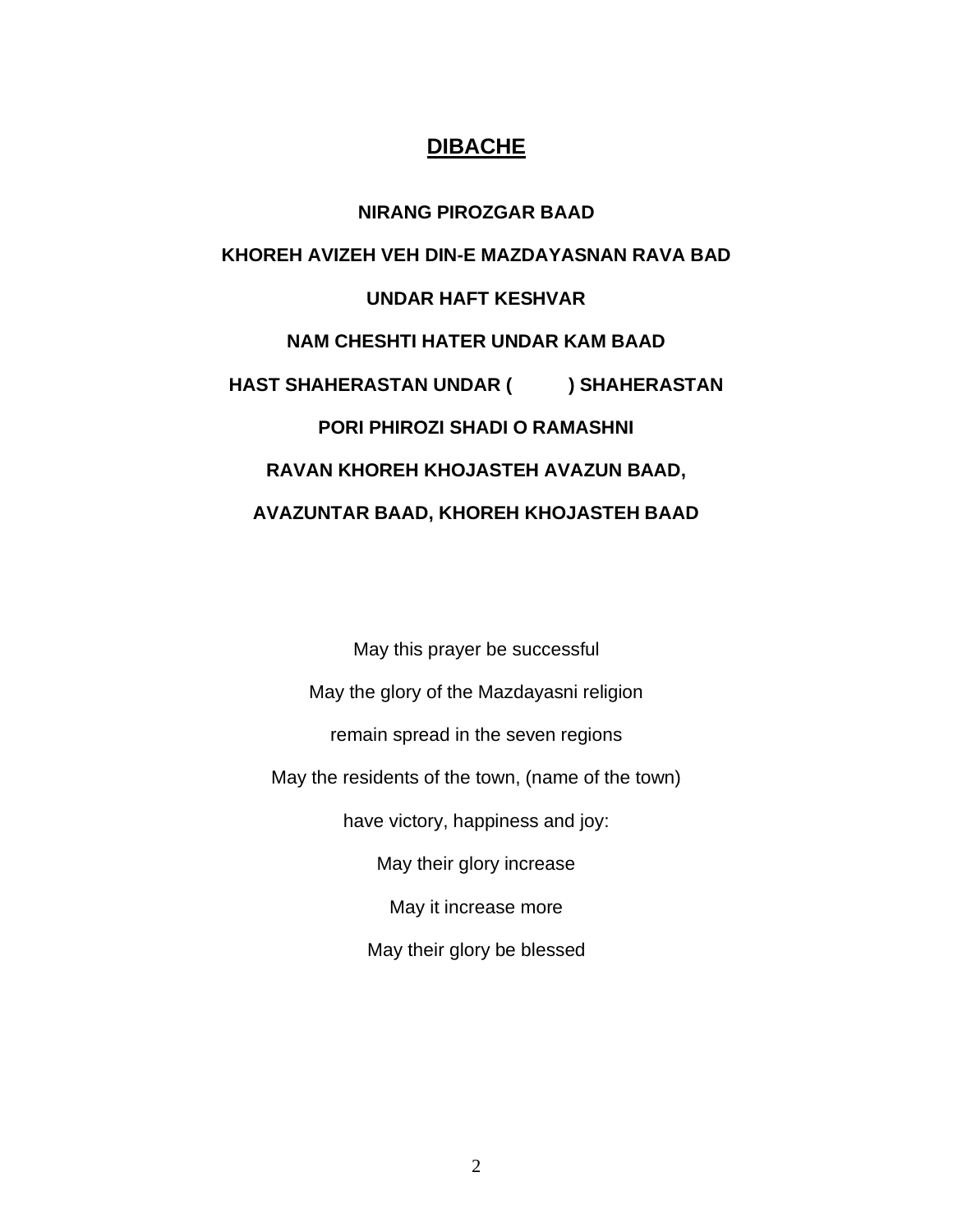# DIBACHE

**NIRANG PIROZGAR BAAD**

**KHOREH AVIZEH VEH DIN-E MAZDAYASNAN RAVA BAD**

**UNDAR HAFT KESHVAR**

**NAM CHESHTI HATER UNDAR KAM BAAD**

**HAST SHAHERASTAN UNDAR (          ) SHAHERASTAN**

**PORI PHIROZI SHADI O RAMASHNI**

**RAVAN KHOREH KHOJASTEH AVAZUN BAAD,**

**AVAZUNTAR BAAD, KHOREH KHOJASTEH BAAD**

May this prayer be successful

May the glory of the Mazdayasni religion

remain spread in the seven regions

May the residents of the town, (name of the town)

have victory, happiness and joy:

May their glory increase

May it increase more

May their glory be blessed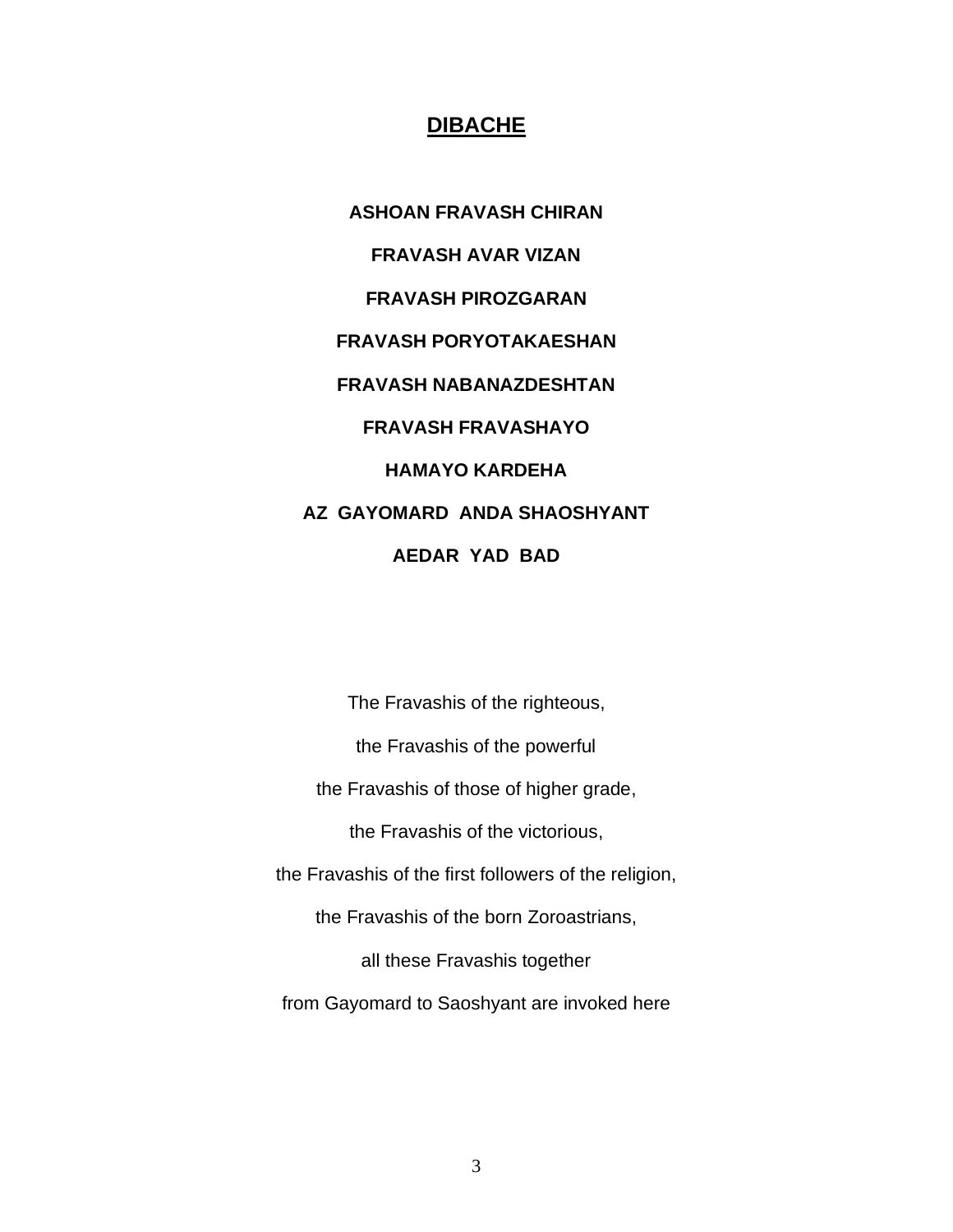# DIBACHE

**ASHOAN FRAVASH CHIRAN**

**FRAVASH AVAR VIZAN**

**FRAVASH PIROZGARAN**

**FRAVASH PORYOTAKAESHAN**

**FRAVASH NABANAZDESHTAN**

**FRAVASH FRAVASHAYO**

**HAMAYO KARDEHA**

**AZ GAYOMARD ANDA SHAOSHYANT**

**AEDAR YAD BAD**

The Fravashis of the righteous,

the Fravashis of the powerful

the Fravashis of those of higher grade,

the Fravashis of the victorious,

the Fravashis of the first followers of the religion,

the Fravashis of the born Zoroastrians,

all these Fravashis together

from Gayomard to Saoshyant are invoked here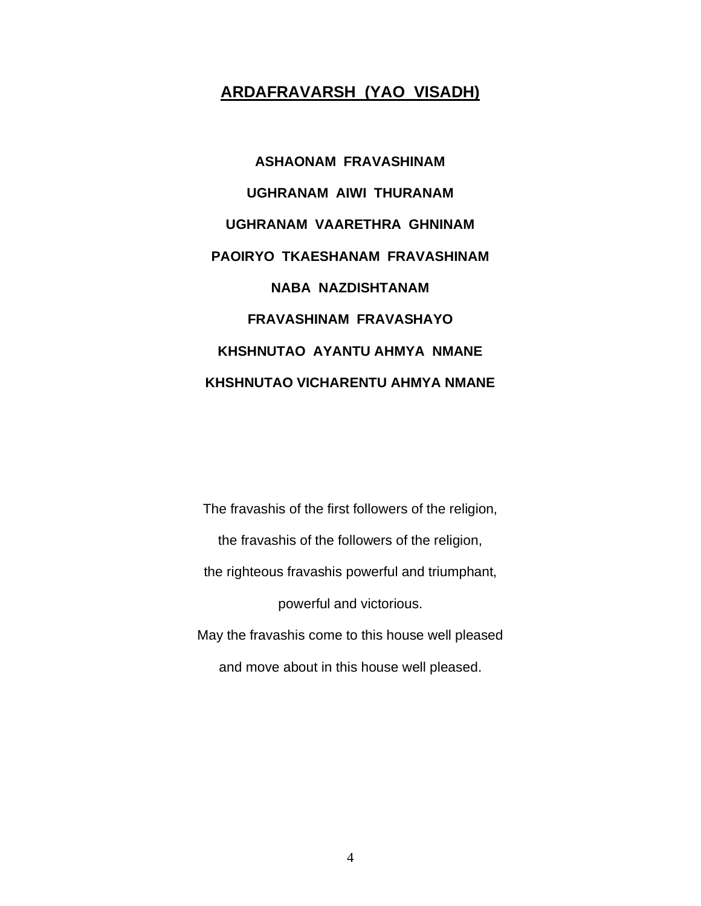# ARDAFRAVARSH (YAO VISADH)

**ASHAONAM FRAVASHINAM**

**UGHRANAM AIWI THURANAM**

**UGHRANAM VAARETHRA GHNINAM**

**PAOIRYO TKAESHANAM FRAVASHINAM**

**NABA NAZDISHTANAM**

**FRAVASHINAM FRAVASHAYO**

**KHSHNUTAO AYANTU AHMYA NMANE**

**KHSHNUTAO VICHARENTU AHMYA NMANE**

The fravashis of the first followers of the religion,

the fravashis of the followers of the religion,

the righteous fravashis powerful and triumphant,

powerful and victorious.

May the fravashis come to this house well pleased

and move about in this house well pleased.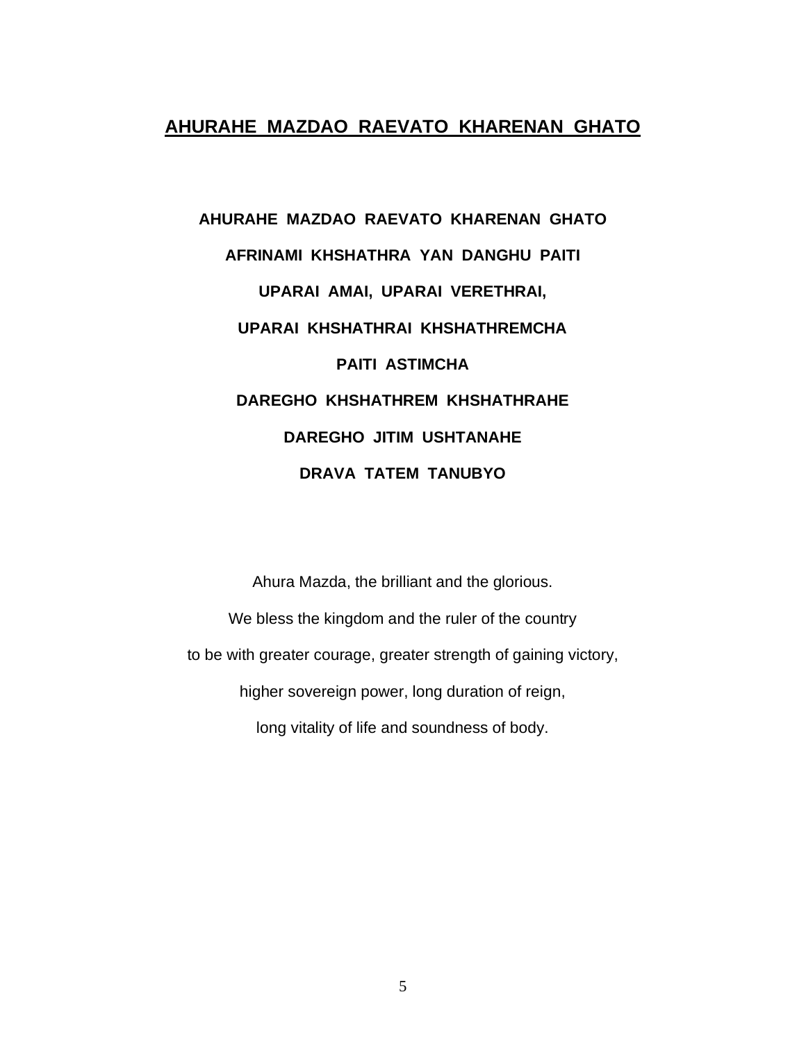## AHURAHE MAZDAO RAEVATO KHARENAN GHATO

**AHURAHE MAZDAO RAEVATO KHARENAN GHATO**

**AFRINAMI KHSHATHRA YAN DANGHU PAITI**

**UPARAI AMAI, UPARAI VERETHRAI,**

**UPARAI KHSHATHRAI KHSHATHREMCHA**

**PAITI ASTIMCHA**

**DAREGHO KHSHATHREM KHSHATHRAHE**

**DAREGHO JITIM USHTANAHE**

**DRAVA TATEM TANUBYO**

Ahura Mazda, the brilliant and the glorious.

We bless the kingdom and the ruler of the country

to be with greater courage, greater strength of gaining victory,

higher sovereign power, long duration of reign,

long vitality of life and soundness of body.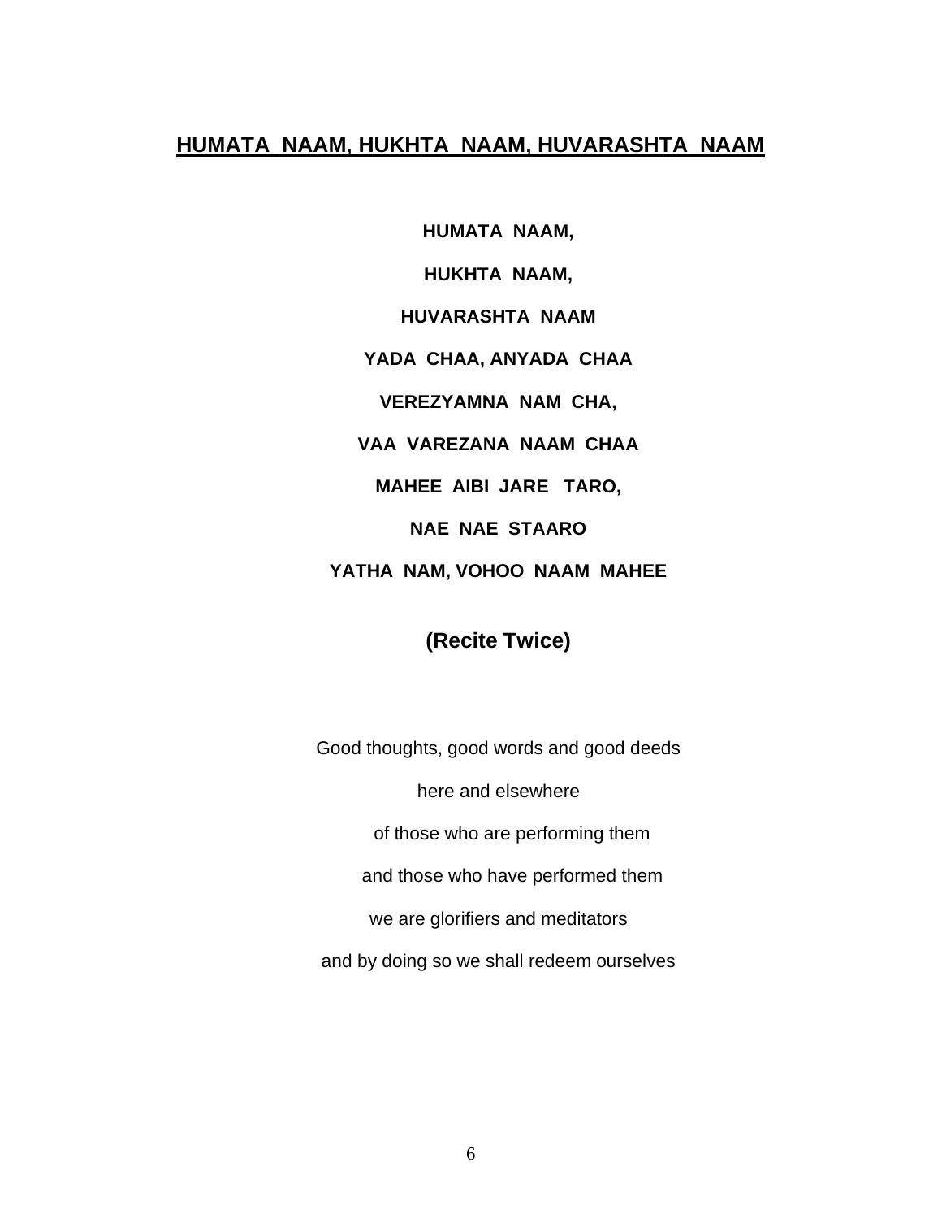## HUMATA NAAM, HUKHTA NAAM, HUVARASHTA NAAM

**HUMATA NAAM,**

**HUKHTA NAAM,**

**HUVARASHTA NAAM**

**YADA CHAA, ANYADA CHAA**

**VEREZYAMNA NAM CHA,**

**VAA VAREZANA NAAM CHAA**

**MAHEE AIBI JARE TARO,**

**NAE NAE STAARO**

**YATHA NAM, VOHOO NAAM MAHEE**

**(Recite Twice)**

Good thoughts, good words and good deeds

here and elsewhere

of those who are performing them

and those who have performed them

we are glorifiers and meditators

and by doing so we shall redeem ourselves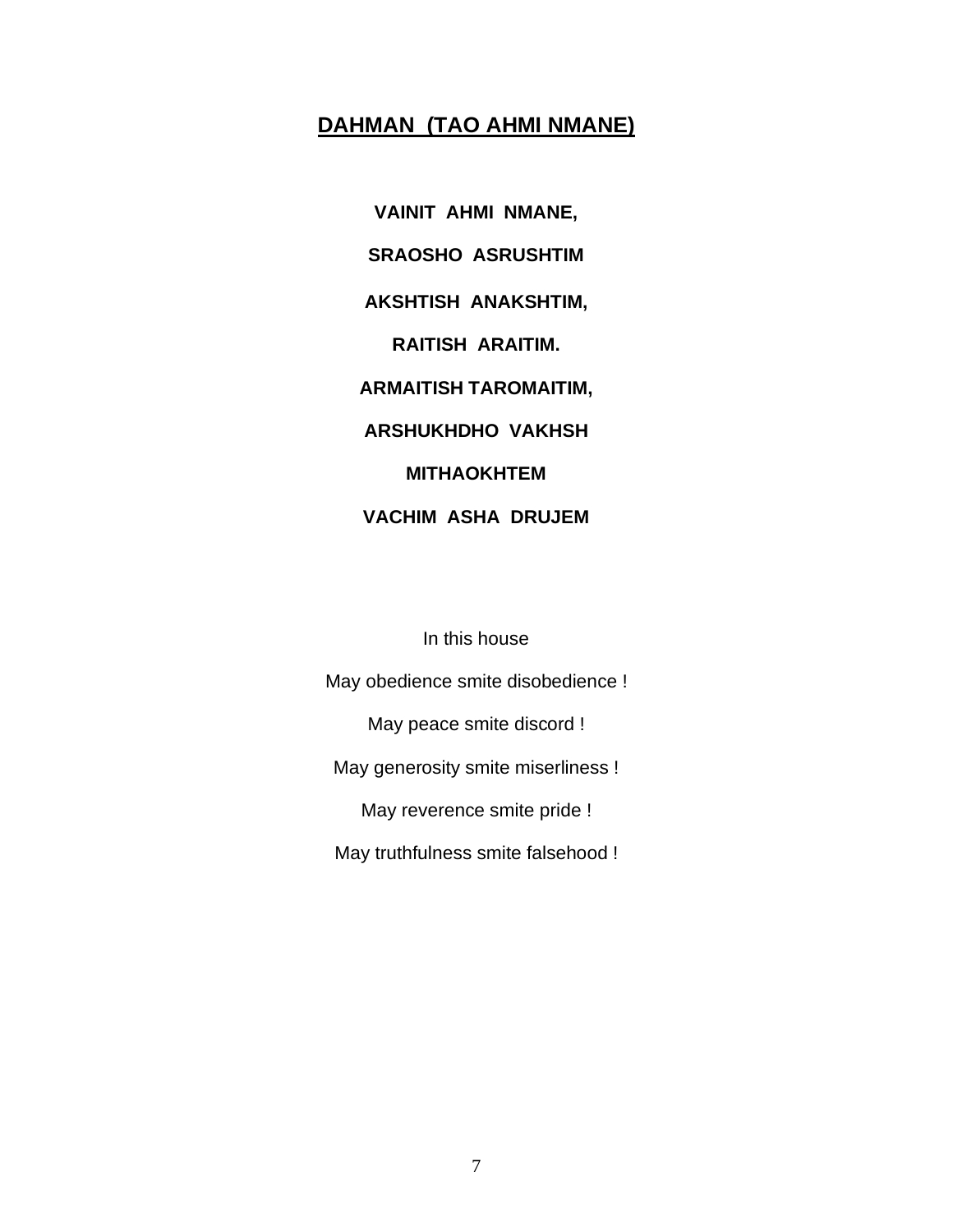## DAHMAN (TAO AHMI NMANE)

**VAINIT AHMI NMANE,**

**SRAOSHO ASRUSHTIM**

**AKSHTISH ANAKSHTIM,**

**RAITISH ARAITIM.**

**ARMAITISH TAROMAITIM,**

**ARSHUKHDHO VAKHSH**

**MITHAOKHTEM**

**VACHIM ASHA DRUJEM**

In this house

May obedience smite disobedience !

May peace smite discord !

May generosity smite miserliness !

May reverence smite pride !

May truthfulness smite falsehood !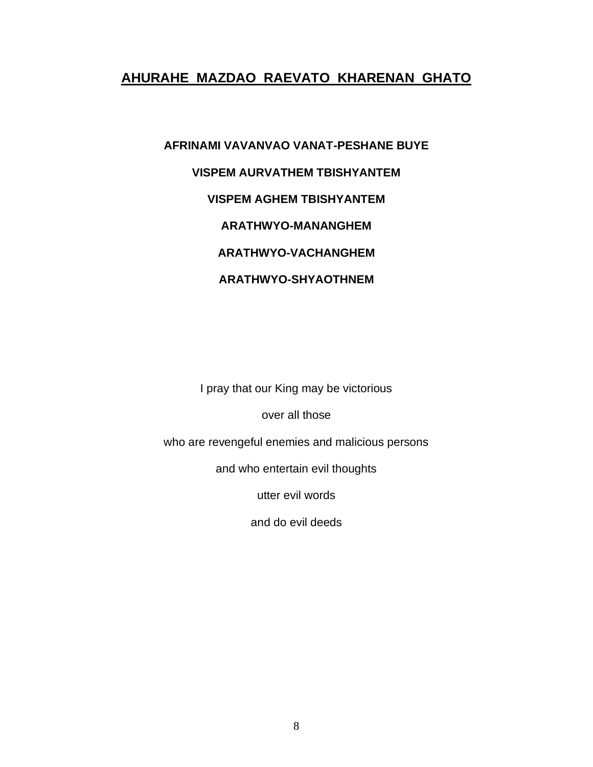## <u>AHURAHE MAZDAO RAEVATO KHARENAN GHATO</u>

**AFRINAMI VAVANVAO VANAT-PESHANE BUYE**

**VISPEM AURVATHEM TBISHYANTEM**

**VISPEM AGHEM TBISHYANTEM**

**ARATHWYO-MANANGHEM**

**ARATHWYO-VACHANGHEM**

**ARATHWYO-SHYAOTHNEM**

I pray that our King may be victorious

over all those

who are revengeful enemies and malicious persons

and who entertain evil thoughts

utter evil words

and do evil deeds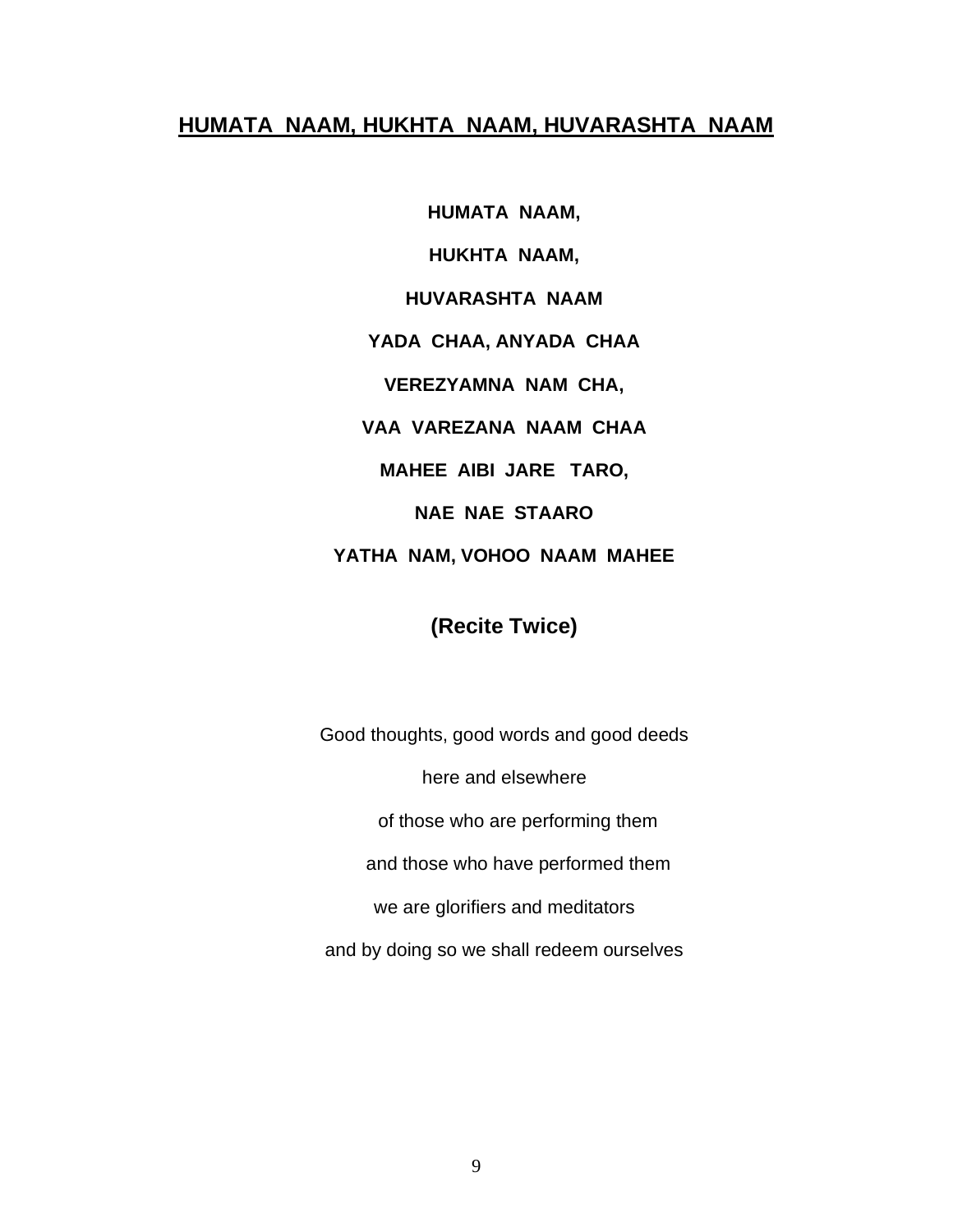## HUMATA  NAAM, HUKHTA  NAAM, HUVARASHTA  NAAM

**HUMATA  NAAM,**

**HUKHTA  NAAM,**

**HUVARASHTA  NAAM**

**YADA  CHAA, ANYADA  CHAA**

**VEREZYAMNA  NAM  CHA,**

**VAA  VAREZANA  NAAM  CHAA**

**MAHEE  AIBI  JARE   TARO,**

**NAE  NAE  STAARO**

**YATHA  NAM, VOHOO  NAAM  MAHEE**

**(Recite Twice)**

Good thoughts, good words and good deeds

here and elsewhere

of those who are performing them

and those who have performed them

we are glorifiers and meditators

and by doing so we shall redeem ourselves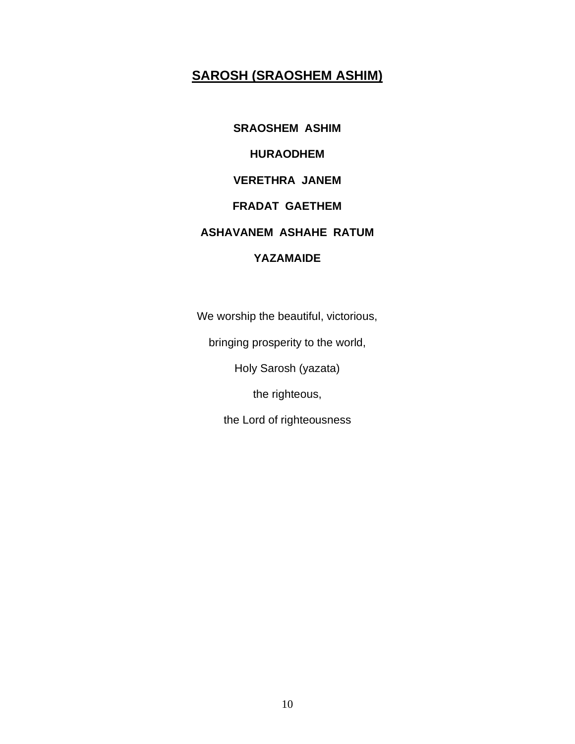## SAROSH (SRAOSHEM ASHIM)

**SRAOSHEM ASHIM**

**HURAODHEM**

**VERETHRA JANEM**

**FRADAT GAETHEM**

**ASHAVANEM ASHAHE RATUM**

**YAZAMAIDE**

We worship the beautiful, victorious,

bringing prosperity to the world,

Holy Sarosh (yazata)

the righteous,

the Lord of righteousness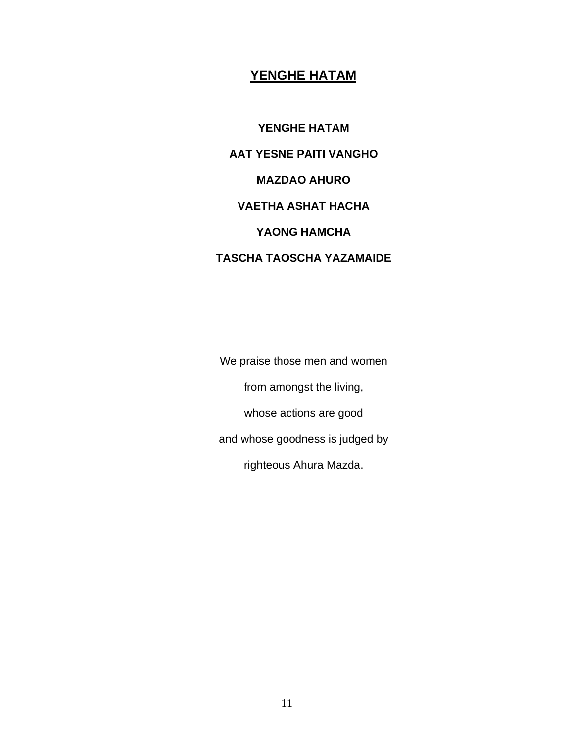## YENGHE HATAM

**YENGHE HATAM**

**AAT YESNE PAITI VANGHO**

**MAZDAO AHURO**

**VAETHA ASHAT HACHA**

**YAONG HAMCHA**

**TASCHA TAOSCHA YAZAMAIDE**

We praise those men and women

from amongst the living,

whose actions are good

and whose goodness is judged by

righteous Ahura Mazda.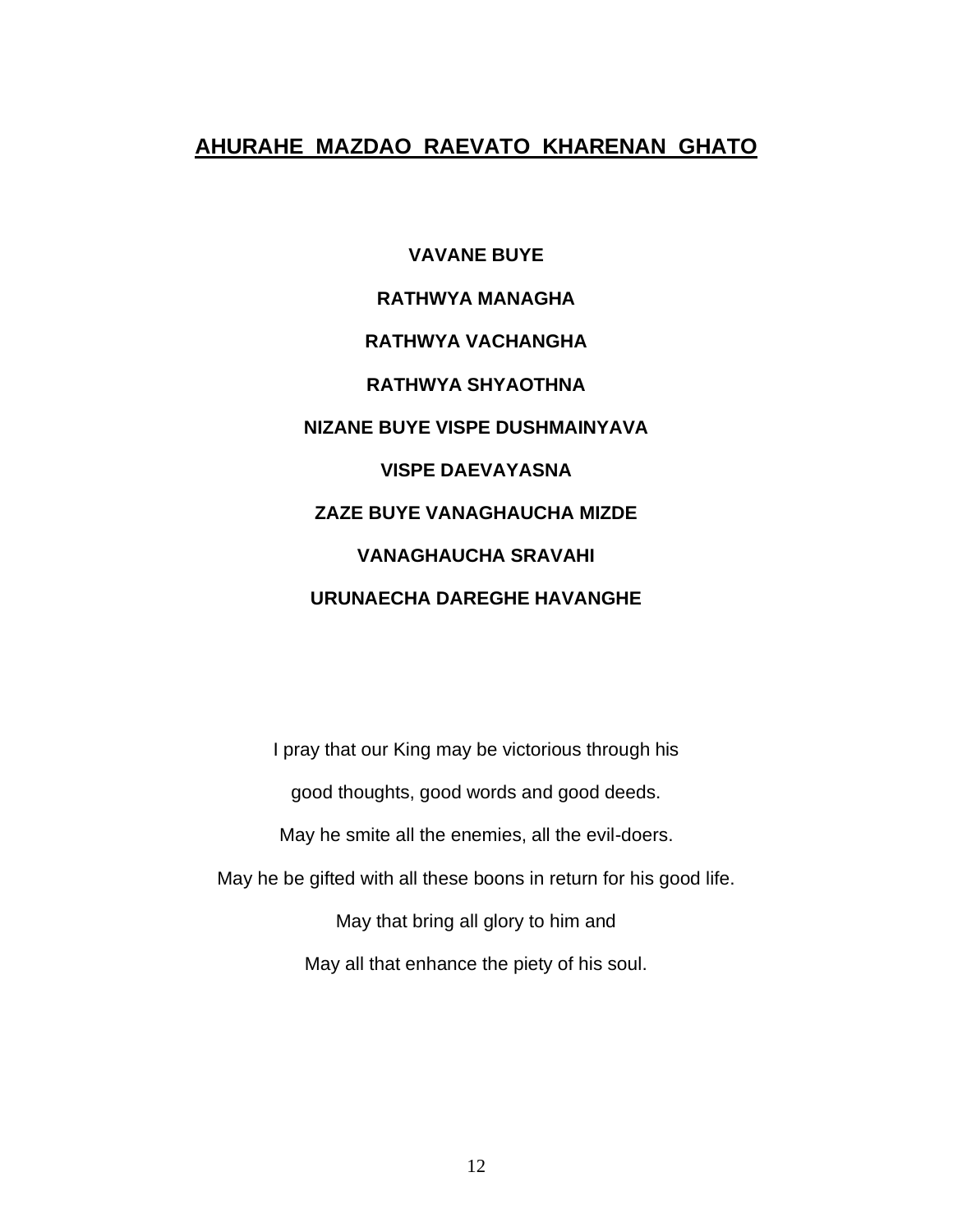## AHURAHE MAZDAO RAEVATO KHARENAN GHATO

**VAVANE BUYE**

**RATHWYA MANAGHA**

**RATHWYA VACHANGHA**

**RATHWYA SHYAOTHNA**

**NIZANE BUYE VISPE DUSHMAINYAVA**

**VISPE DAEVAYASNA**

**ZAZE BUYE VANAGHAUCHA MIZDE**

**VANAGHAUCHA SRAVAHI**

**URUNAECHA DAREGHE HAVANGHE**

I pray that our King may be victorious through his

good thoughts, good words and good deeds.

May he smite all the enemies, all the evil-doers.

May he be gifted with all these boons in return for his good life.

May that bring all glory to him and

May all that enhance the piety of his soul.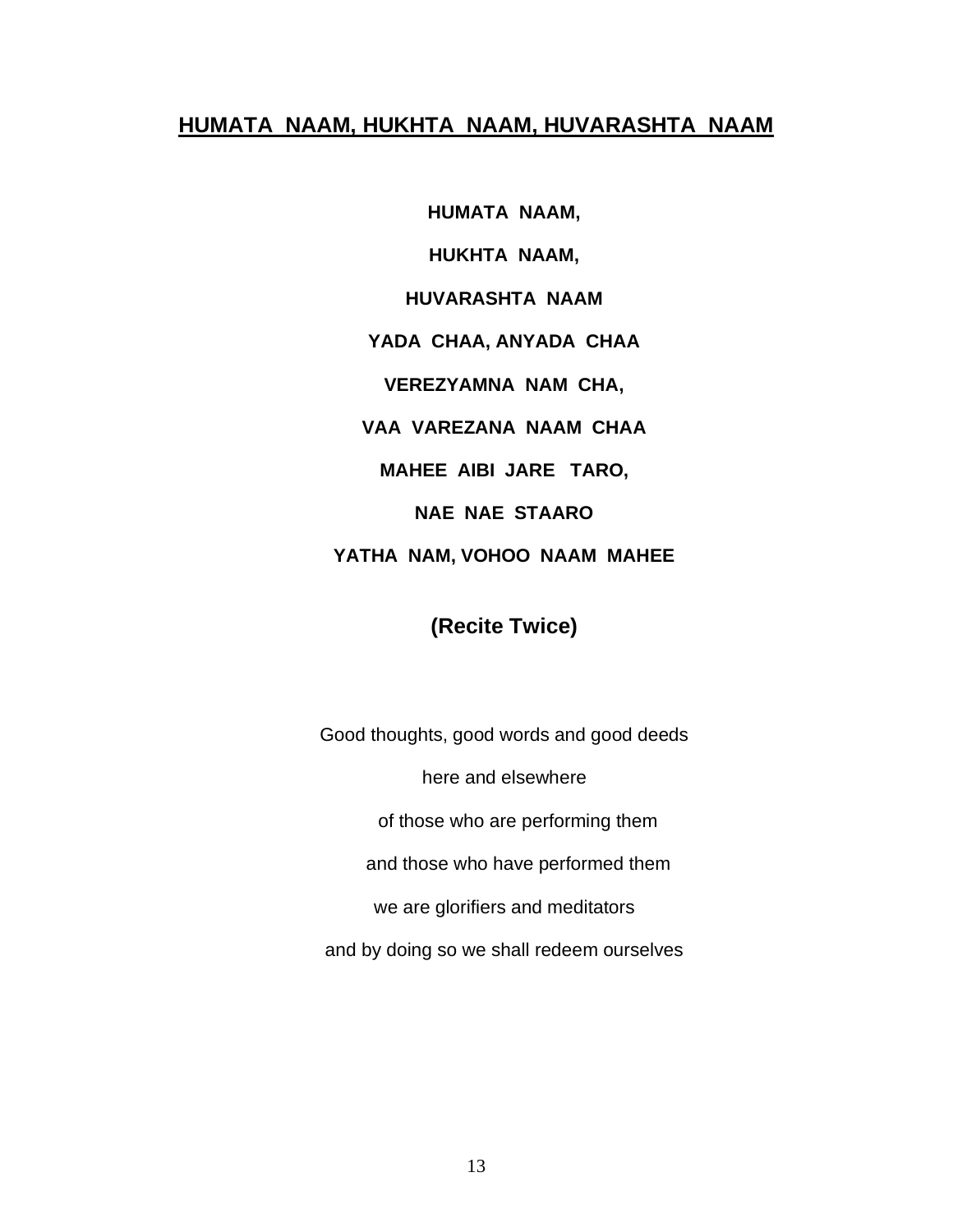## HUMATA NAAM, HUKHTA NAAM, HUVARASHTA NAAM

**HUMATA NAAM,**

**HUKHTA NAAM,**

**HUVARASHTA NAAM**

**YADA CHAA, ANYADA CHAA**

**VEREZYAMNA NAM CHA,**

**VAA VAREZANA NAAM CHAA**

**MAHEE AIBI JARE TARO,**

**NAE NAE STAARO**

**YATHA NAM, VOHOO NAAM MAHEE**

**(Recite Twice)**

Good thoughts, good words and good deeds

here and elsewhere

of those who are performing them

and those who have performed them

we are glorifiers and meditators

and by doing so we shall redeem ourselves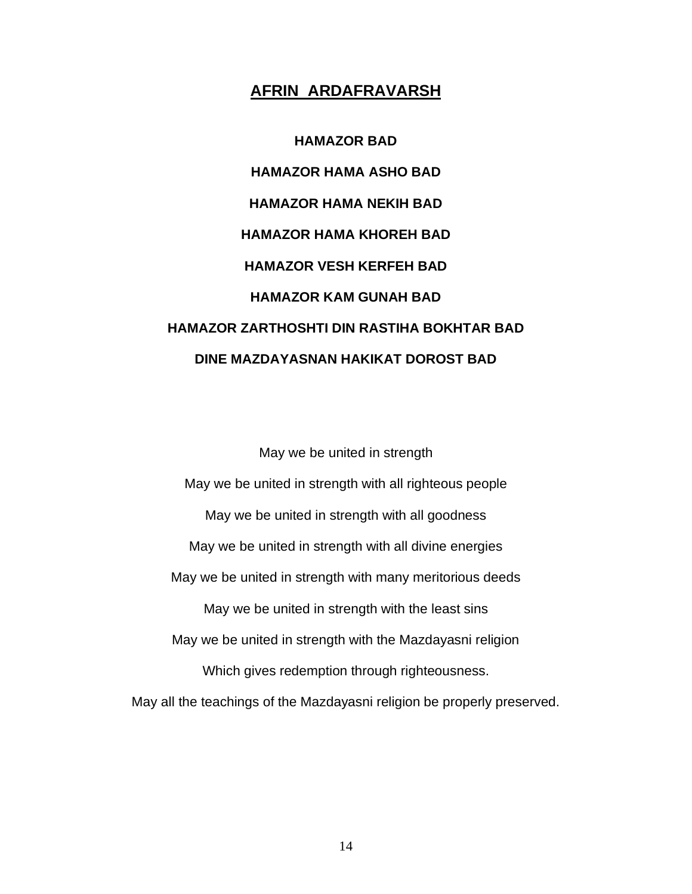## AFRIN ARDAFRAVARSH

**HAMAZOR BAD**

**HAMAZOR HAMA ASHO BAD**

**HAMAZOR HAMA NEKIH BAD**

**HAMAZOR HAMA KHOREH BAD**

**HAMAZOR VESH KERFEH BAD**

**HAMAZOR KAM GUNAH BAD**

**HAMAZOR ZARTHOSHTI DIN RASTIHA BOKHTAR BAD**

**DINE MAZDAYASNAN HAKIKAT DOROST BAD**

May we be united in strength

May we be united in strength with all righteous people

May we be united in strength with all goodness

May we be united in strength with all divine energies

May we be united in strength with many meritorious deeds

May we be united in strength with the least sins

May we be united in strength with the Mazdayasni religion

Which gives redemption through righteousness.

May all the teachings of the Mazdayasni religion be properly preserved.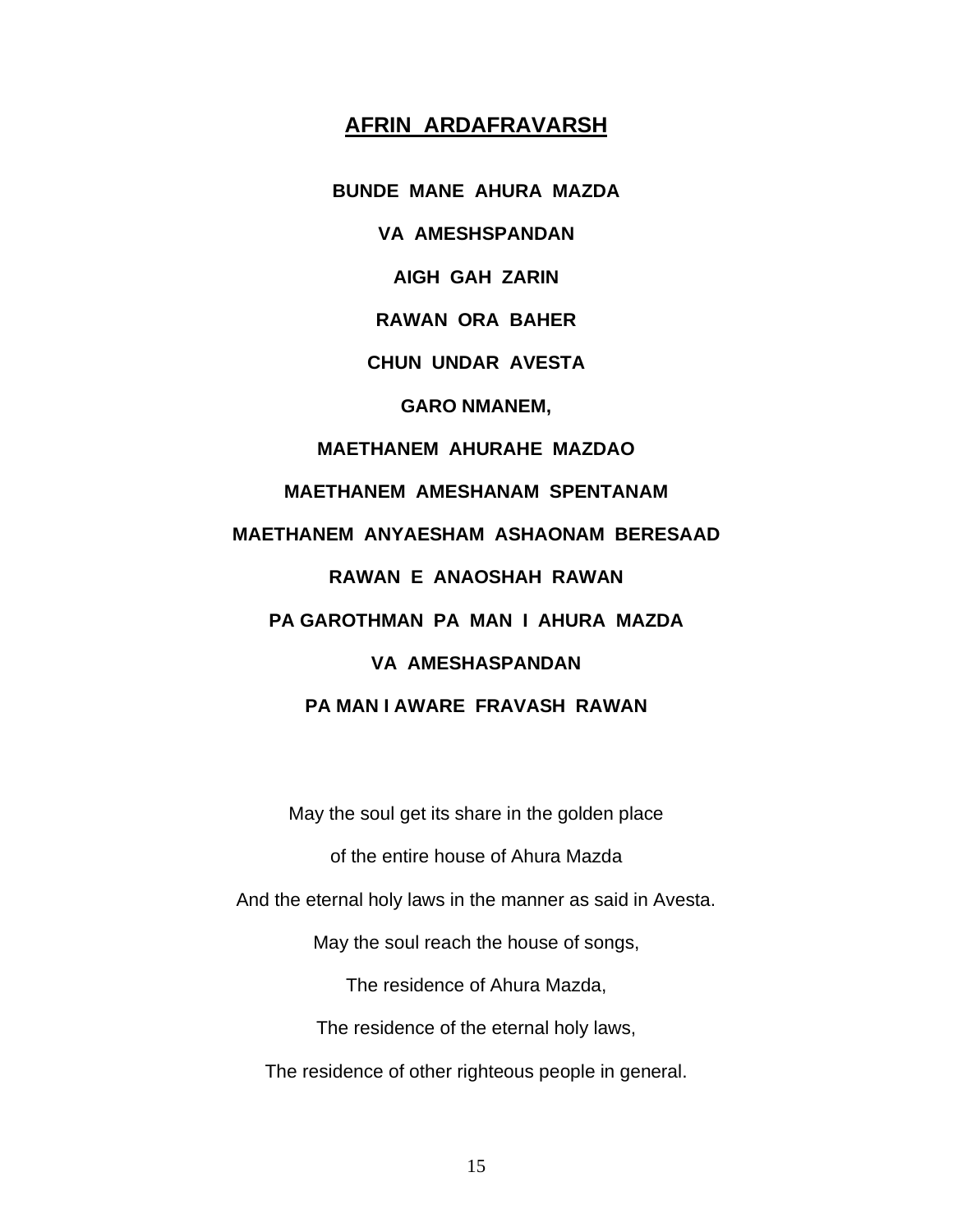## AFRIN ARDAFRAVARSH

**BUNDE MANE AHURA MAZDA**

**VA AMESHSPANDAN**

**AIGH GAH ZARIN**

**RAWAN ORA BAHER**

**CHUN UNDAR AVESTA**

**GARO NMANEM,**

**MAETHANEM AHURAHE MAZDAO**

**MAETHANEM AMESHANAM SPENTANAM**

**MAETHANEM ANYAESHAM ASHAONAM BERESAAD**

**RAWAN E ANAOSHAH RAWAN**

**PA GAROTHMAN PA MAN I AHURA MAZDA**

**VA AMESHASPANDAN**

**PA MAN I AWARE FRAVASH RAWAN**

May the soul get its share in the golden place

of the entire house of Ahura Mazda

And the eternal holy laws in the manner as said in Avesta.

May the soul reach the house of songs,

The residence of Ahura Mazda,

The residence of the eternal holy laws,

The residence of other righteous people in general.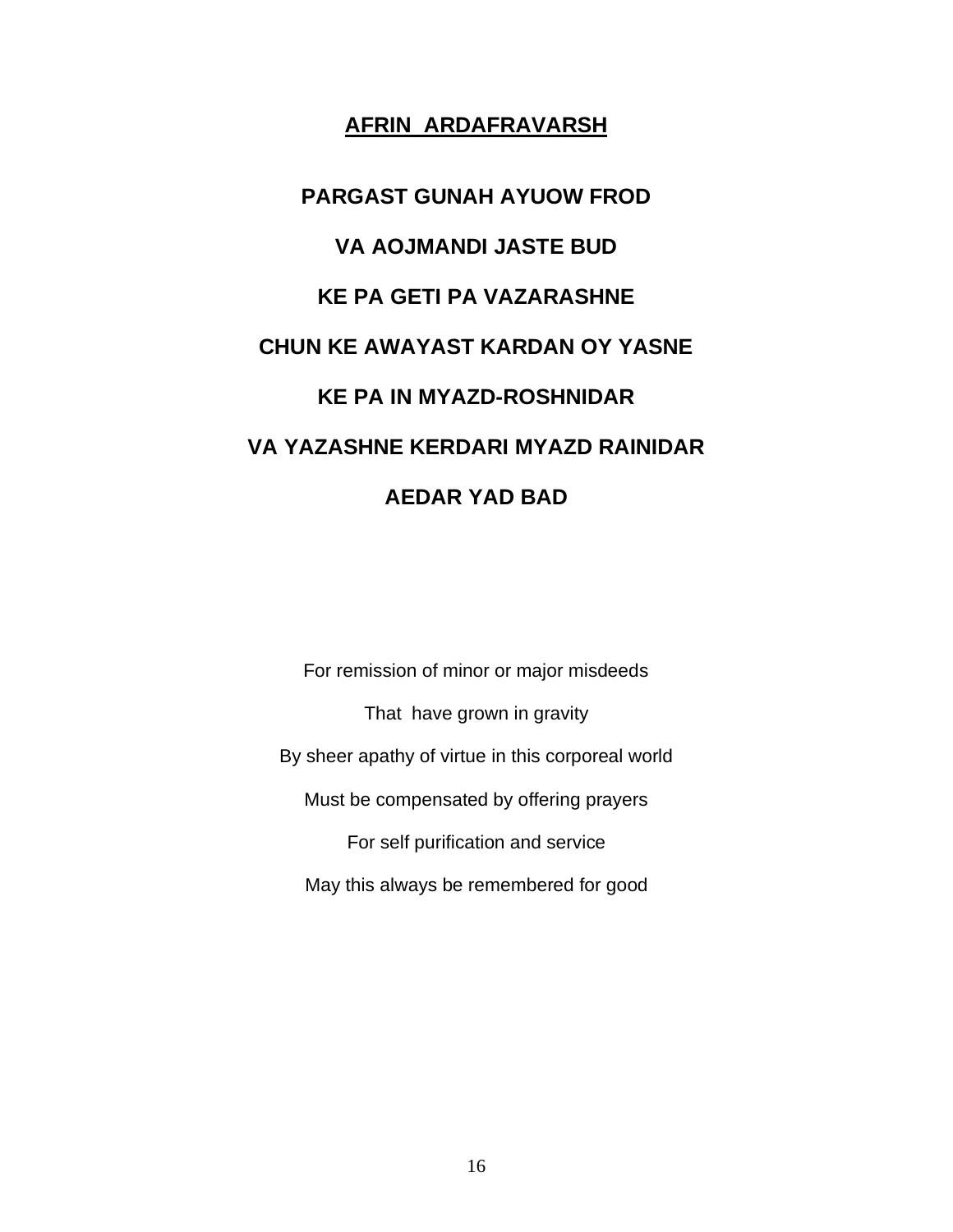## AFRIN ARDAFRAVARSH

**PARGAST GUNAH AYUOW FROD**

**VA AOJMANDI JASTE BUD**

**KE PA GETI PA VAZARASHNE**

**CHUN KE AWAYAST KARDAN OY YASNE**

**KE PA IN MYAZD-ROSHNIDAR**

**VA YAZASHNE KERDARI MYAZD RAINIDAR**

**AEDAR YAD BAD**

For remission of minor or major misdeeds

That have grown in gravity

By sheer apathy of virtue in this corporeal world

Must be compensated by offering prayers

For self purification and service

May this always be remembered for good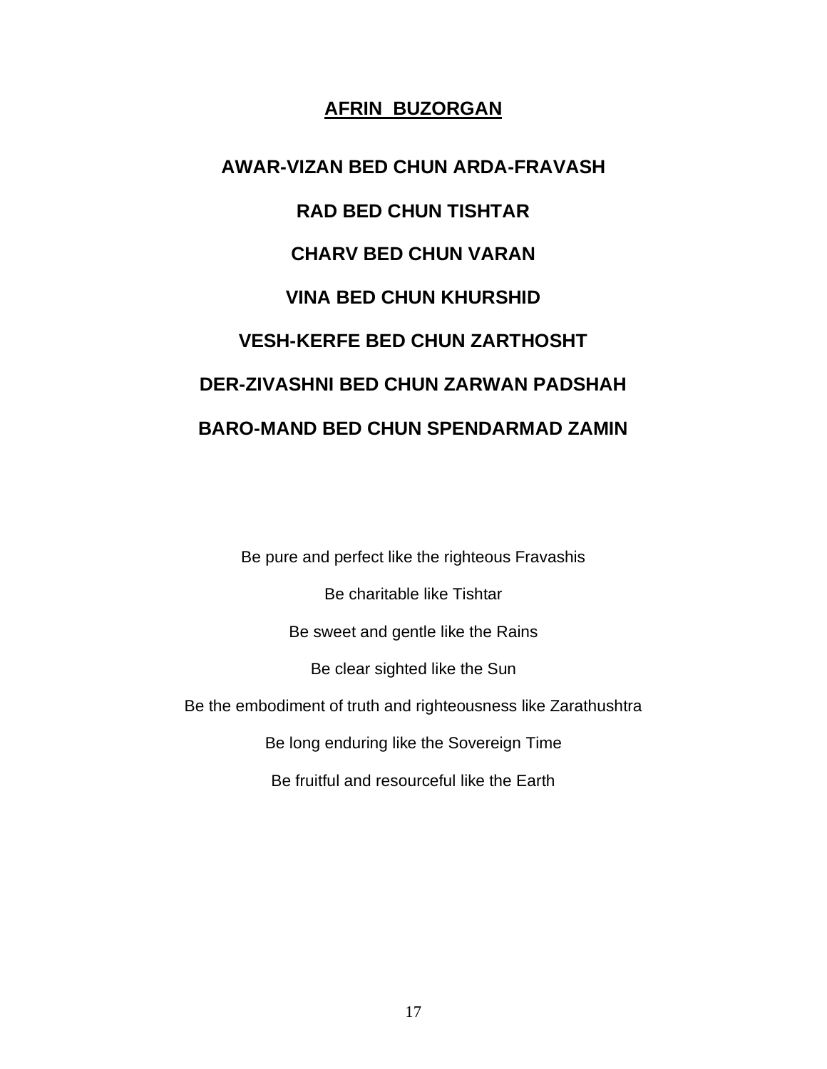## AFRIN BUZORGAN

**AWAR-VIZAN BED CHUN ARDA-FRAVASH**

**RAD BED CHUN TISHTAR**

**CHARV BED CHUN VARAN**

**VINA BED CHUN KHURSHID**

**VESH-KERFE BED CHUN ZARTHOSHT**

**DER-ZIVASHNI BED CHUN ZARWAN PADSHAH**

**BARO-MAND BED CHUN SPENDARMAD ZAMIN**

Be pure and perfect like the righteous Fravashis

Be charitable like Tishtar

Be sweet and gentle like the Rains

Be clear sighted like the Sun

Be the embodiment of truth and righteousness like Zarathushtra

Be long enduring like the Sovereign Time

Be fruitful and resourceful like the Earth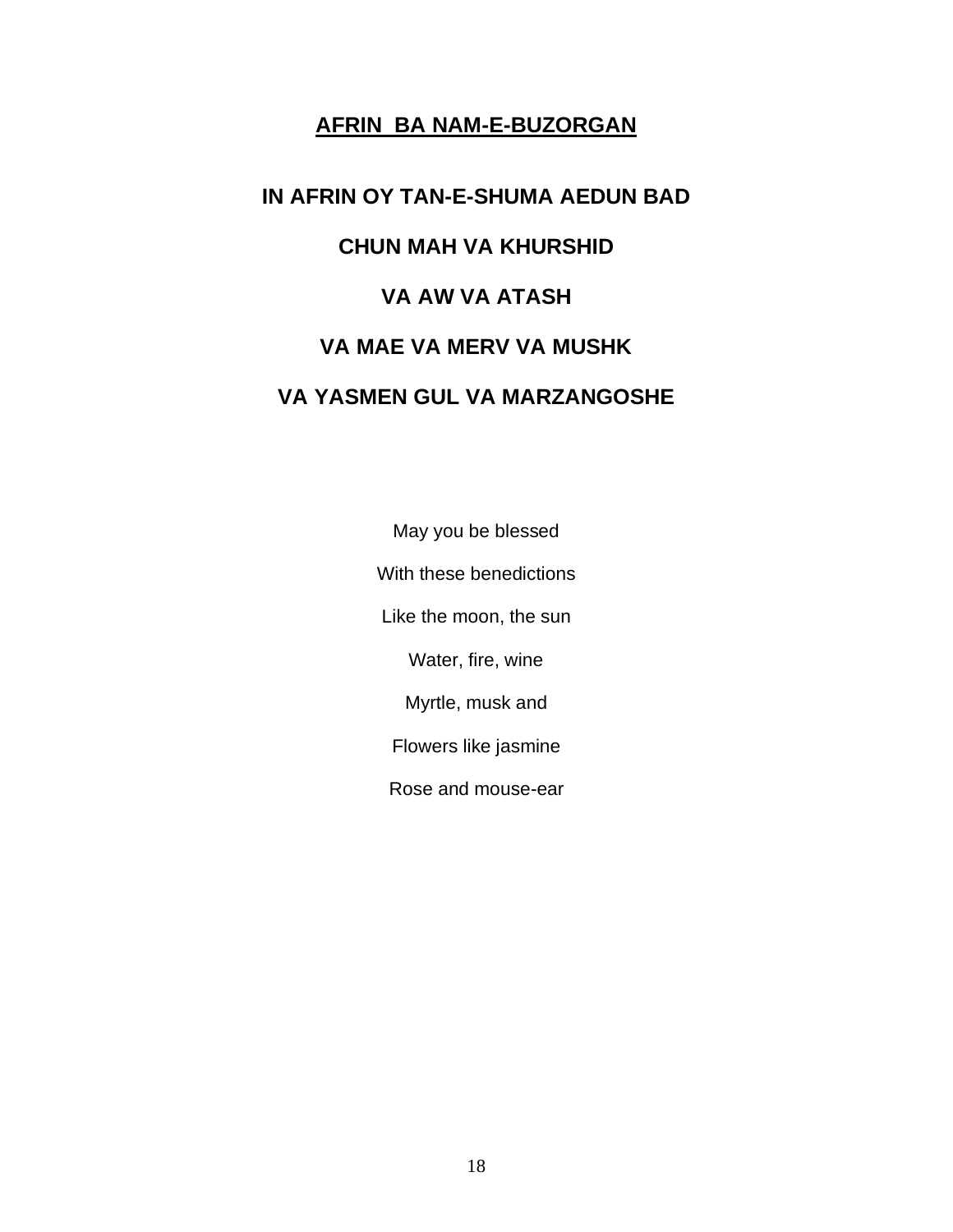## AFRIN BA NAM-E-BUZORGAN

**IN AFRIN OY TAN-E-SHUMA AEDUN BAD**

**CHUN MAH VA KHURSHID**

**VA AW VA ATASH**

**VA MAE VA MERV VA MUSHK**

**VA YASMEN GUL VA MARZANGOSHE**

May you be blessed

With these benedictions

Like the moon, the sun

Water, fire, wine

Myrtle, musk and

Flowers like jasmine

Rose and mouse-ear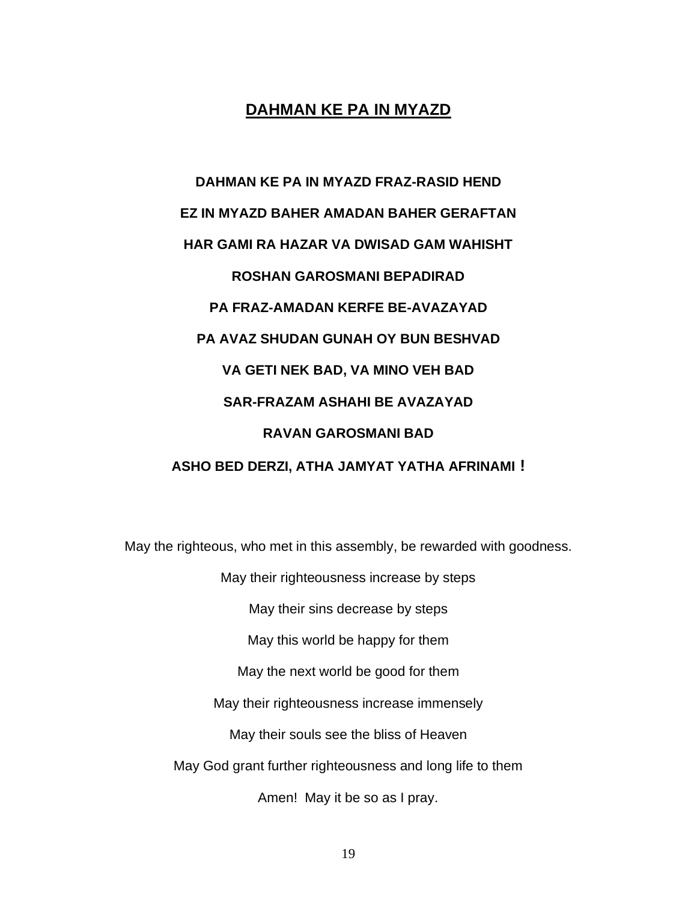## DAHMAN KE PA IN MYAZD

**DAHMAN KE PA IN MYAZD FRAZ-RASID HEND**

**EZ IN MYAZD BAHER AMADAN BAHER GERAFTAN**

**HAR GAMI RA HAZAR VA DWISAD GAM WAHISHT**

**ROSHAN GAROSMANI BEPADIRAD**

**PA FRAZ-AMADAN KERFE BE-AVAZAYAD**

**PA AVAZ SHUDAN GUNAH OY BUN BESHVAD**

**VA GETI NEK BAD, VA MINO VEH BAD**

**SAR-FRAZAM ASHAHI BE AVAZAYAD**

**RAVAN GAROSMANI BAD**

**ASHO BED DERZI, ATHA JAMYAT YATHA AFRINAMI !**

May the righteous, who met in this assembly, be rewarded with goodness.

May their righteousness increase by steps

May their sins decrease by steps

May this world be happy for them

May the next world be good for them

May their righteousness increase immensely

May their souls see the bliss of Heaven

May God grant further righteousness and long life to them

Amen! May it be so as I pray.